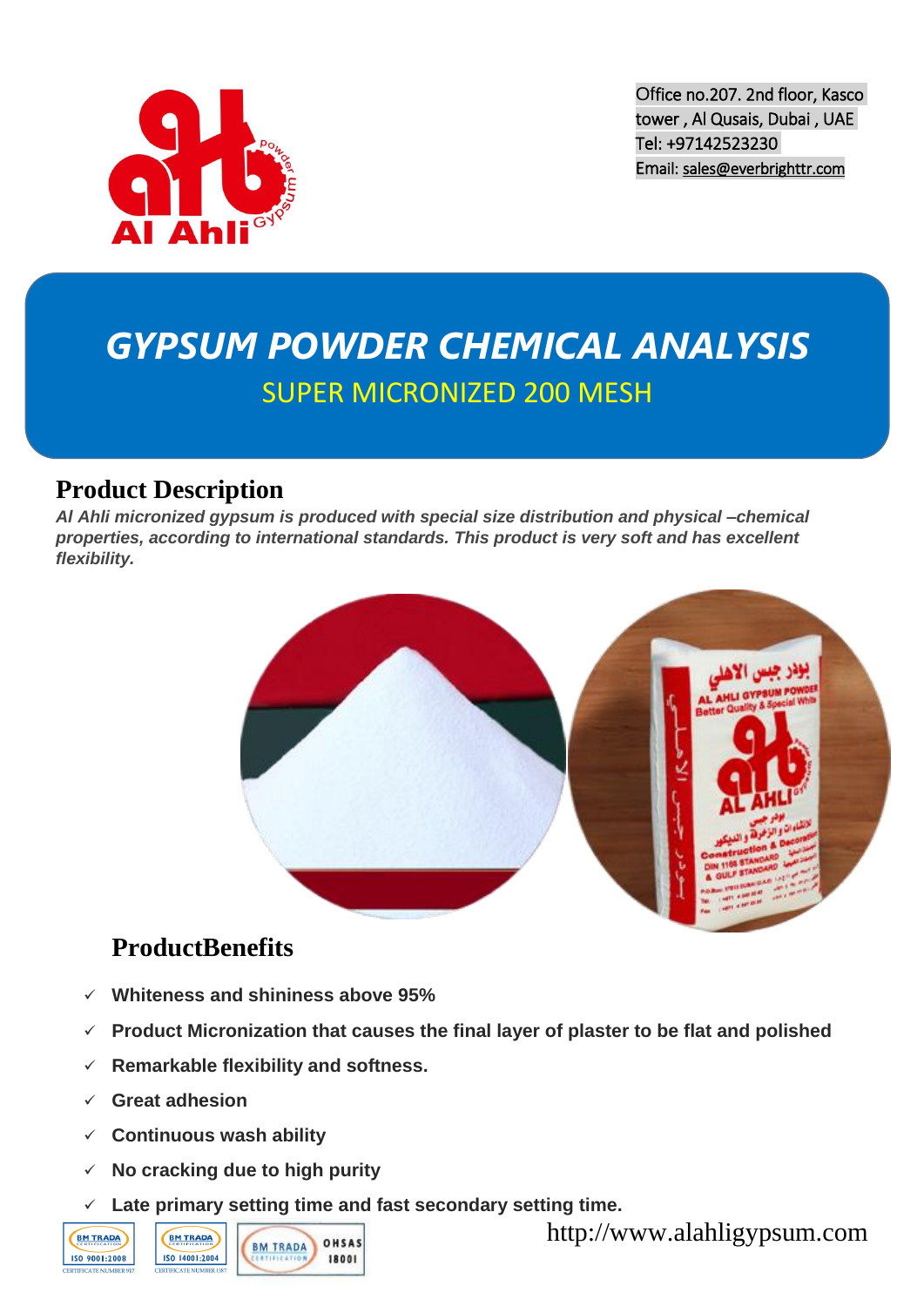Office no.207. 2nd floor, Kasco tower , Al Qusais, Dubai , UAE
Tel: +97142523230
Email: sales@everbrighttr.com

# GYPSUM POWDER CHEMICAL ANALYSIS

## SUPER MICRONIZED 200 MESH

## Product Description

***Al Ahli micronized gypsum is produced with special size distribution and physical –chemical properties, according to international standards. This product is very soft and has excellent flexibility.***

## ProductBenefits

- ✓ **Whiteness and shininess above 95%**
- ✓ **Product Micronization that causes the final layer of plaster to be flat and polished**
- ✓ **Remarkable flexibility and softness.**
- ✓ **Great adhesion**
- ✓ **Continuous wash ability**
- ✓ **No cracking due to high purity**
- ✓ **Late primary setting time and fast secondary setting time.**

http://www.alahligypsum.com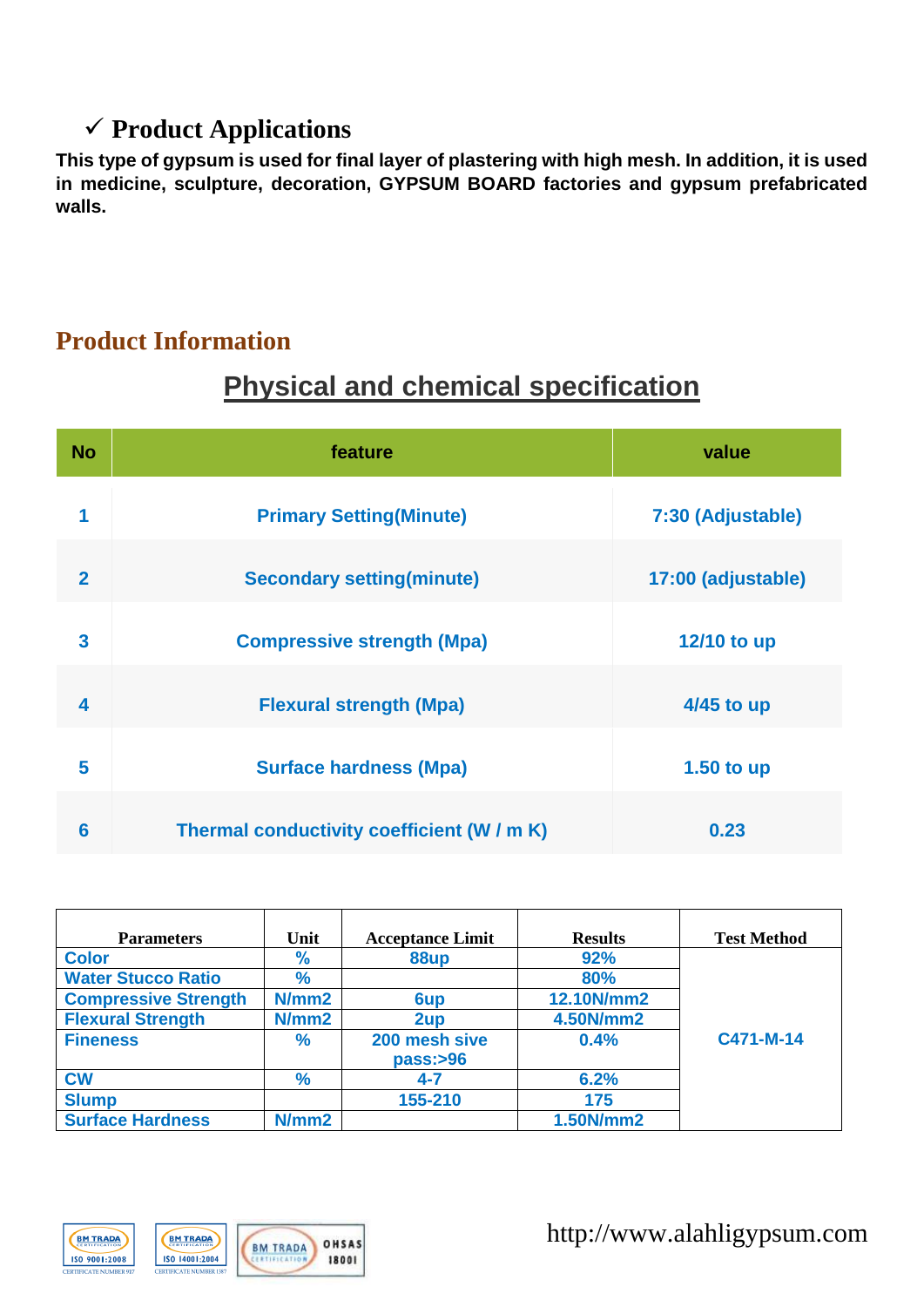## ✓ Product Applications

**This type of gypsum is used for final layer of plastering with high mesh. In addition, it is used in medicine, sculpture, decoration, GYPSUM BOARD factories and gypsum prefabricated walls.**

## Product Information

# Physical and chemical specification

| No | feature | value |
|---|---|---|
| 1 | Primary Setting(Minute) | 7:30 (Adjustable) |
| 2 | Secondary setting(minute) | 17:00 (adjustable) |
| 3 | Compressive strength (Mpa) | 12/10 to up |
| 4 | Flexural strength (Mpa) | 4/45 to up |
| 5 | Surface hardness (Mpa) | 1.50 to up |
| 6 | Thermal conductivity coefficient (W / m K) | 0.23 |

| Parameters | Unit | Acceptance Limit | Results | Test Method |
|---|---|---|---|---|
| Color | % | 88up | 92% | C471-M-14 |
| Water Stucco Ratio | % | | 80% | |
| Compressive Strength | N/mm2 | 6up | 12.10N/mm2 | |
| Flexural Strength | N/mm2 | 2up | 4.50N/mm2 | |
| Fineness | % | 200 mesh sive pass:>96 | 0.4% | |
| CW | % | 4-7 | 6.2% | |
| Slump | | 155-210 | 175 | |
| Surface Hardness | N/mm2 | | 1.50N/mm2 | |

BM TRADA ISO 9001:2008 CERTIFICATE NUMBER 917 — BM TRADA ISO 14001:2004 CERTIFICATE NUMBER 1387 — BM TRADA CERTIFICATION OHSAS 18001

http://www.alahligypsum.com